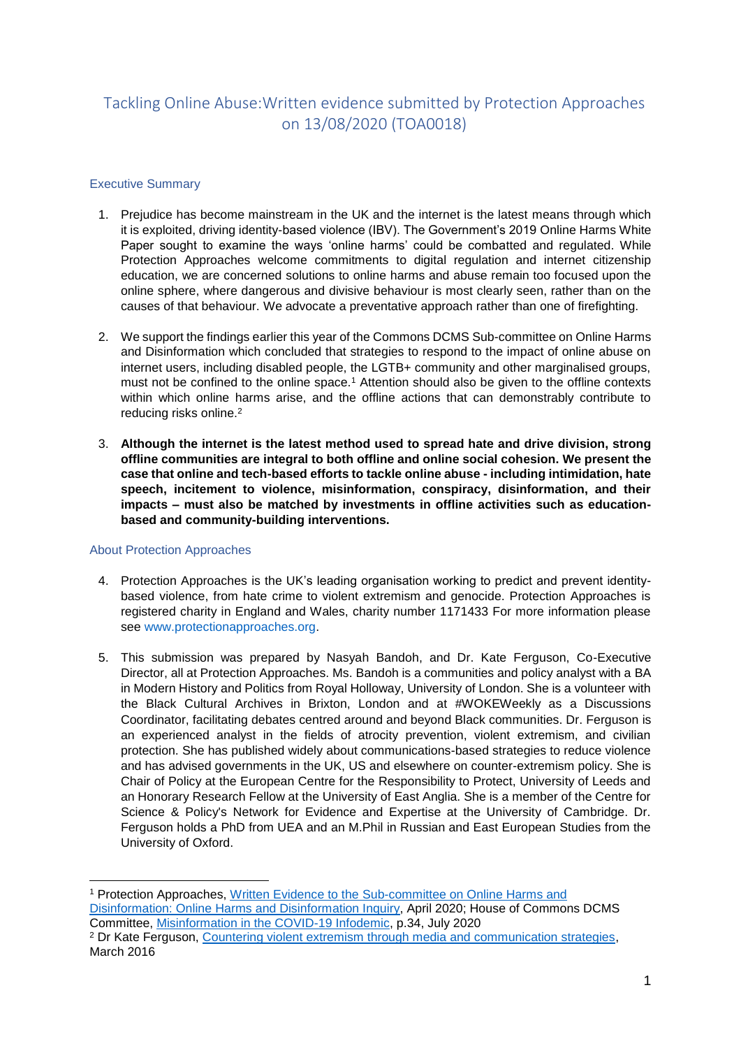# Tackling Online Abuse:Written evidence submitted by Protection Approaches on 13/08/2020 (TOA0018)

## Executive Summary

1. Prejudice has become mainstream in the UK and the internet is the latest means through which it is exploited, driving identity-based violence (IBV). The Government's 2019 Online Harms White Paper sought to examine the ways 'online harms' could be combatted and regulated. While Protection Approaches welcome commitments to digital regulation and internet citizenship education, we are concerned solutions to online harms and abuse remain too focused upon the online sphere, where dangerous and divisive behaviour is most clearly seen, rather than on the causes of that behaviour. We advocate a preventative approach rather than one of firefighting.

2. We support the findings earlier this year of the Commons DCMS Sub-committee on Online Harms and Disinformation which concluded that strategies to respond to the impact of online abuse on internet users, including disabled people, the LGTB+ community and other marginalised groups, must not be confined to the online space.[1] Attention should also be given to the offline contexts within which online harms arise, and the offline actions that can demonstrably contribute to reducing risks online.[2]

3. **Although the internet is the latest method used to spread hate and drive division, strong offline communities are integral to both offline and online social cohesion. We present the case that online and tech-based efforts to tackle online abuse - including intimidation, hate speech, incitement to violence, misinformation, conspiracy, disinformation, and their impacts – must also be matched by investments in offline activities such as education-based and community-building interventions.**

## About Protection Approaches

4. Protection Approaches is the UK's leading organisation working to predict and prevent identity-based violence, from hate crime to violent extremism and genocide. Protection Approaches is registered charity in England and Wales, charity number 1171433 For more information please see www.protectionapproaches.org.

5. This submission was prepared by Nasyah Bandoh, and Dr. Kate Ferguson, Co-Executive Director, all at Protection Approaches. Ms. Bandoh is a communities and policy analyst with a BA in Modern History and Politics from Royal Holloway, University of London. She is a volunteer with the Black Cultural Archives in Brixton, London and at #WOKEWeekly as a Discussions Coordinator, facilitating debates centred around and beyond Black communities. Dr. Ferguson is an experienced analyst in the fields of atrocity prevention, violent extremism, and civilian protection. She has published widely about communications-based strategies to reduce violence and has advised governments in the UK, US and elsewhere on counter-extremism policy. She is Chair of Policy at the European Centre for the Responsibility to Protect, University of Leeds and an Honorary Research Fellow at the University of East Anglia. She is a member of the Centre for Science & Policy's Network for Evidence and Expertise at the University of Cambridge. Dr. Ferguson holds a PhD from UEA and an M.Phil in Russian and East European Studies from the University of Oxford.

---

[1] Protection Approaches, Written Evidence to the Sub-committee on Online Harms and Disinformation: Online Harms and Disinformation Inquiry, April 2020; House of Commons DCMS Committee, Misinformation in the COVID-19 Infodemic, p.34, July 2020

[2] Dr Kate Ferguson, Countering violent extremism through media and communication strategies, March 2016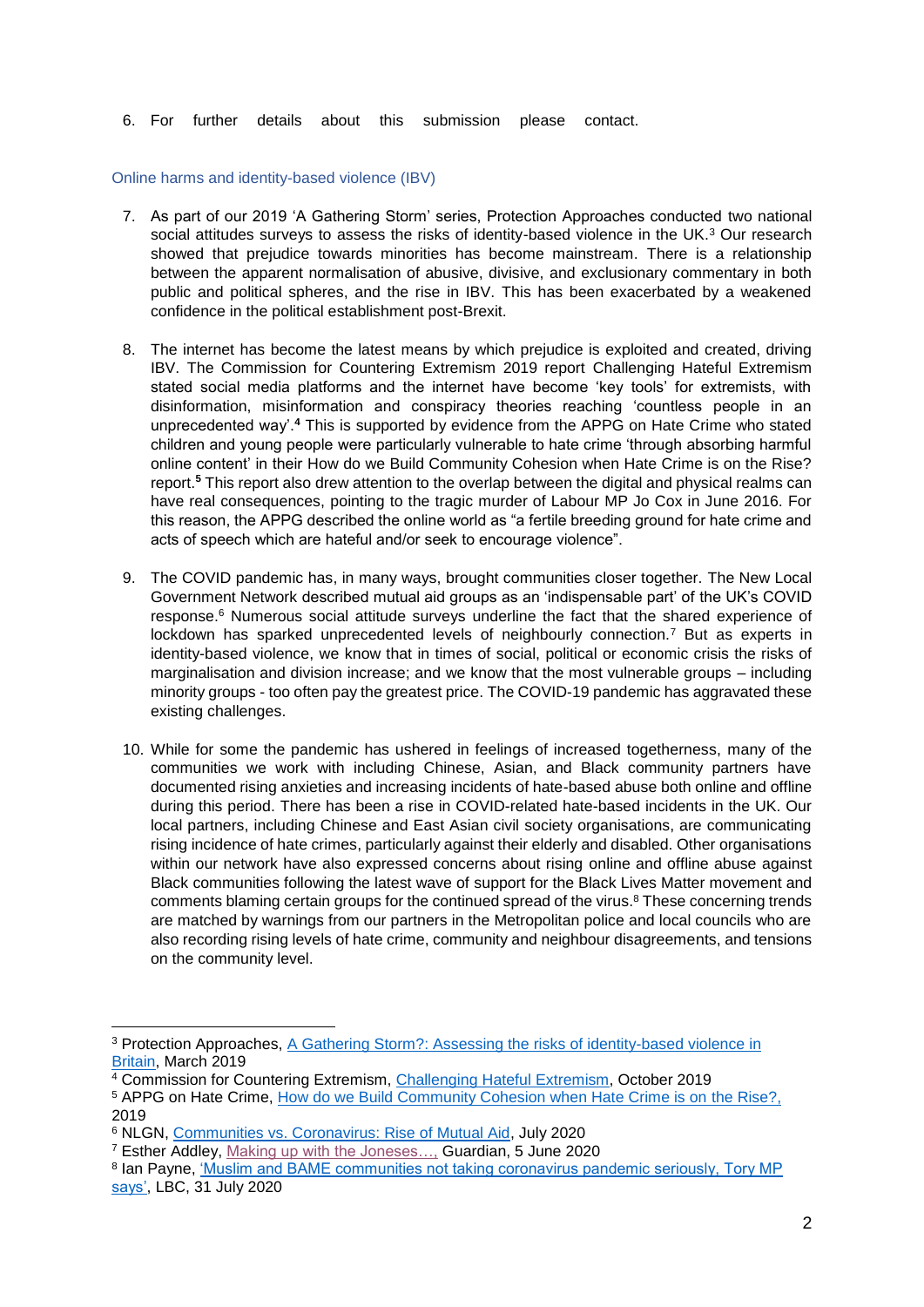6. For further details about this submission please contact.

## Online harms and identity-based violence (IBV)

7. As part of our 2019 'A Gathering Storm' series, Protection Approaches conducted two national social attitudes surveys to assess the risks of identity-based violence in the UK.[3] Our research showed that prejudice towards minorities has become mainstream. There is a relationship between the apparent normalisation of abusive, divisive, and exclusionary commentary in both public and political spheres, and the rise in IBV. This has been exacerbated by a weakened confidence in the political establishment post-Brexit.

8. The internet has become the latest means by which prejudice is exploited and created, driving IBV. The Commission for Countering Extremism 2019 report Challenging Hateful Extremism stated social media platforms and the internet have become 'key tools' for extremists, with disinformation, misinformation and conspiracy theories reaching 'countless people in an unprecedented way'.[4] This is supported by evidence from the APPG on Hate Crime who stated children and young people were particularly vulnerable to hate crime 'through absorbing harmful online content' in their How do we Build Community Cohesion when Hate Crime is on the Rise? report.[5] This report also drew attention to the overlap between the digital and physical realms can have real consequences, pointing to the tragic murder of Labour MP Jo Cox in June 2016. For this reason, the APPG described the online world as "a fertile breeding ground for hate crime and acts of speech which are hateful and/or seek to encourage violence".

9. The COVID pandemic has, in many ways, brought communities closer together. The New Local Government Network described mutual aid groups as an 'indispensable part' of the UK's COVID response.[6] Numerous social attitude surveys underline the fact that the shared experience of lockdown has sparked unprecedented levels of neighbourly connection.[7] But as experts in identity-based violence, we know that in times of social, political or economic crisis the risks of marginalisation and division increase; and we know that the most vulnerable groups – including minority groups - too often pay the greatest price. The COVID-19 pandemic has aggravated these existing challenges.

10. While for some the pandemic has ushered in feelings of increased togetherness, many of the communities we work with including Chinese, Asian, and Black community partners have documented rising anxieties and increasing incidents of hate-based abuse both online and offline during this period. There has been a rise in COVID-related hate-based incidents in the UK. Our local partners, including Chinese and East Asian civil society organisations, are communicating rising incidence of hate crimes, particularly against their elderly and disabled. Other organisations within our network have also expressed concerns about rising online and offline abuse against Black communities following the latest wave of support for the Black Lives Matter movement and comments blaming certain groups for the continued spread of the virus.[8] These concerning trends are matched by warnings from our partners in the Metropolitan police and local councils who are also recording rising levels of hate crime, community and neighbour disagreements, and tensions on the community level.

---

[3] Protection Approaches, A Gathering Storm?: Assessing the risks of identity-based violence in Britain, March 2019

[4] Commission for Countering Extremism, Challenging Hateful Extremism, October 2019

[5] APPG on Hate Crime, How do we Build Community Cohesion when Hate Crime is on the Rise?, 2019

[6] NLGN, Communities vs. Coronavirus: Rise of Mutual Aid, July 2020

[7] Esther Addley, Making up with the Joneses…, Guardian, 5 June 2020

[8] Ian Payne, 'Muslim and BAME communities not taking coronavirus pandemic seriously, Tory MP says', LBC, 31 July 2020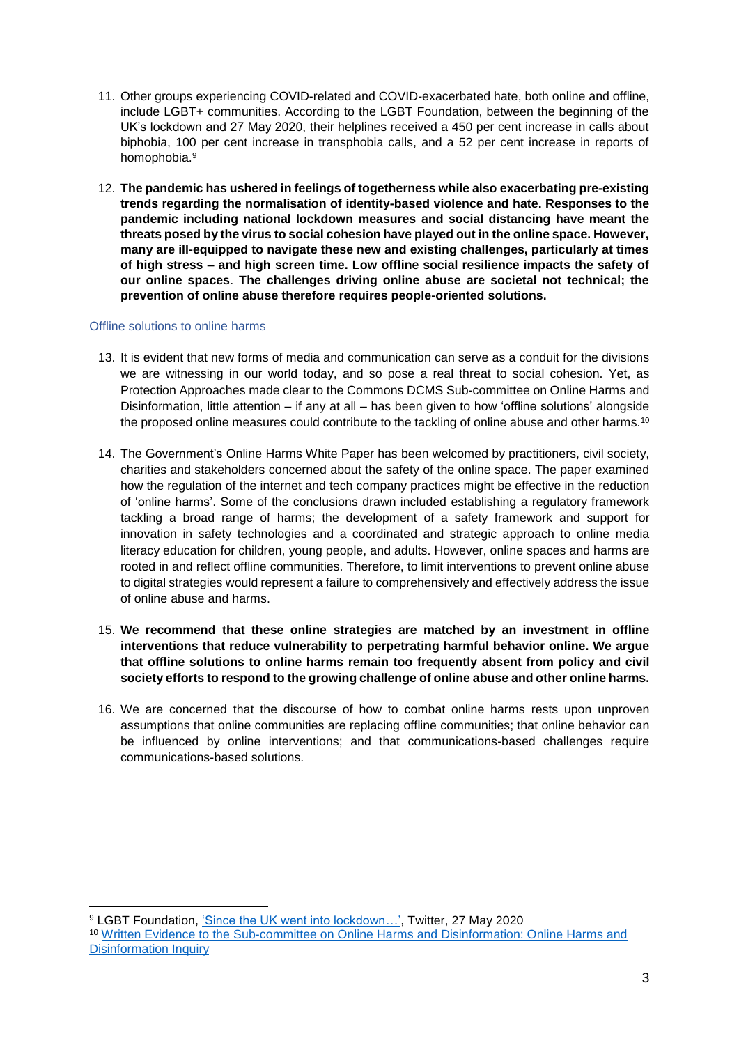11. Other groups experiencing COVID-related and COVID-exacerbated hate, both online and offline, include LGBT+ communities. According to the LGBT Foundation, between the beginning of the UK's lockdown and 27 May 2020, their helplines received a 450 per cent increase in calls about biphobia, 100 per cent increase in transphobia calls, and a 52 per cent increase in reports of homophobia.[9]

12. **The pandemic has ushered in feelings of togetherness while also exacerbating pre-existing trends regarding the normalisation of identity-based violence and hate. Responses to the pandemic including national lockdown measures and social distancing have meant the threats posed by the virus to social cohesion have played out in the online space. However, many are ill-equipped to navigate these new and existing challenges, particularly at times of high stress – and high screen time. Low offline social resilience impacts the safety of our online spaces**. **The challenges driving online abuse are societal not technical; the prevention of online abuse therefore requires people-oriented solutions.**

## Offline solutions to online harms

13. It is evident that new forms of media and communication can serve as a conduit for the divisions we are witnessing in our world today, and so pose a real threat to social cohesion. Yet, as Protection Approaches made clear to the Commons DCMS Sub-committee on Online Harms and Disinformation, little attention – if any at all – has been given to how 'offline solutions' alongside the proposed online measures could contribute to the tackling of online abuse and other harms.[10]

14. The Government's Online Harms White Paper has been welcomed by practitioners, civil society, charities and stakeholders concerned about the safety of the online space. The paper examined how the regulation of the internet and tech company practices might be effective in the reduction of 'online harms'. Some of the conclusions drawn included establishing a regulatory framework tackling a broad range of harms; the development of a safety framework and support for innovation in safety technologies and a coordinated and strategic approach to online media literacy education for children, young people, and adults. However, online spaces and harms are rooted in and reflect offline communities. Therefore, to limit interventions to prevent online abuse to digital strategies would represent a failure to comprehensively and effectively address the issue of online abuse and harms.

15. **We recommend that these online strategies are matched by an investment in offline interventions that reduce vulnerability to perpetrating harmful behavior online. We argue that offline solutions to online harms remain too frequently absent from policy and civil society efforts to respond to the growing challenge of online abuse and other online harms.**

16. We are concerned that the discourse of how to combat online harms rests upon unproven assumptions that online communities are replacing offline communities; that online behavior can be influenced by online interventions; and that communications-based challenges require communications-based solutions.

---

[9] LGBT Foundation, 'Since the UK went into lockdown…', Twitter, 27 May 2020

[10] Written Evidence to the Sub-committee on Online Harms and Disinformation: Online Harms and Disinformation Inquiry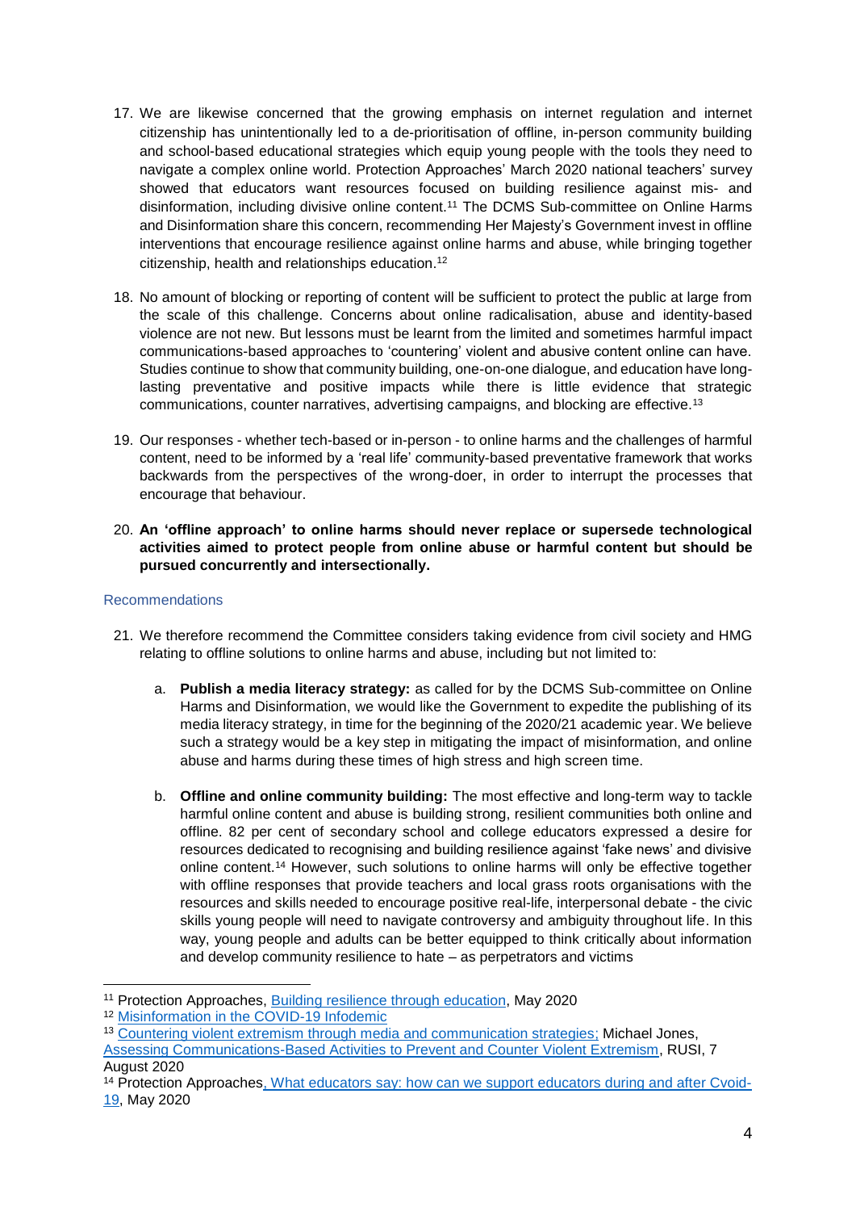17. We are likewise concerned that the growing emphasis on internet regulation and internet citizenship has unintentionally led to a de-prioritisation of offline, in-person community building and school-based educational strategies which equip young people with the tools they need to navigate a complex online world. Protection Approaches' March 2020 national teachers' survey showed that educators want resources focused on building resilience against mis- and disinformation, including divisive online content.[11] The DCMS Sub-committee on Online Harms and Disinformation share this concern, recommending Her Majesty's Government invest in offline interventions that encourage resilience against online harms and abuse, while bringing together citizenship, health and relationships education.[12]

18. No amount of blocking or reporting of content will be sufficient to protect the public at large from the scale of this challenge. Concerns about online radicalisation, abuse and identity-based violence are not new. But lessons must be learnt from the limited and sometimes harmful impact communications-based approaches to 'countering' violent and abusive content online can have. Studies continue to show that community building, one-on-one dialogue, and education have long-lasting preventative and positive impacts while there is little evidence that strategic communications, counter narratives, advertising campaigns, and blocking are effective.[13]

19. Our responses - whether tech-based or in-person - to online harms and the challenges of harmful content, need to be informed by a 'real life' community-based preventative framework that works backwards from the perspectives of the wrong-doer, in order to interrupt the processes that encourage that behaviour.

20. **An 'offline approach' to online harms should never replace or supersede technological activities aimed to protect people from online abuse or harmful content but should be pursued concurrently and intersectionally.**

## Recommendations

21. We therefore recommend the Committee considers taking evidence from civil society and HMG relating to offline solutions to online harms and abuse, including but not limited to:

    a. **Publish a media literacy strategy:** as called for by the DCMS Sub-committee on Online Harms and Disinformation, we would like the Government to expedite the publishing of its media literacy strategy, in time for the beginning of the 2020/21 academic year. We believe such a strategy would be a key step in mitigating the impact of misinformation, and online abuse and harms during these times of high stress and high screen time.

    b. **Offline and online community building:** The most effective and long-term way to tackle harmful online content and abuse is building strong, resilient communities both online and offline. 82 per cent of secondary school and college educators expressed a desire for resources dedicated to recognising and building resilience against 'fake news' and divisive online content.[14] However, such solutions to online harms will only be effective together with offline responses that provide teachers and local grass roots organisations with the resources and skills needed to encourage positive real-life, interpersonal debate - the civic skills young people will need to navigate controversy and ambiguity throughout life. In this way, young people and adults can be better equipped to think critically about information and develop community resilience to hate – as perpetrators and victims

---

[11] Protection Approaches, Building resilience through education, May 2020

[12] Misinformation in the COVID-19 Infodemic

[13] Countering violent extremism through media and communication strategies; Michael Jones, Assessing Communications-Based Activities to Prevent and Counter Violent Extremism, RUSI, 7 August 2020

[14] Protection Approaches, What educators say: how can we support educators during and after Cvoid-19, May 2020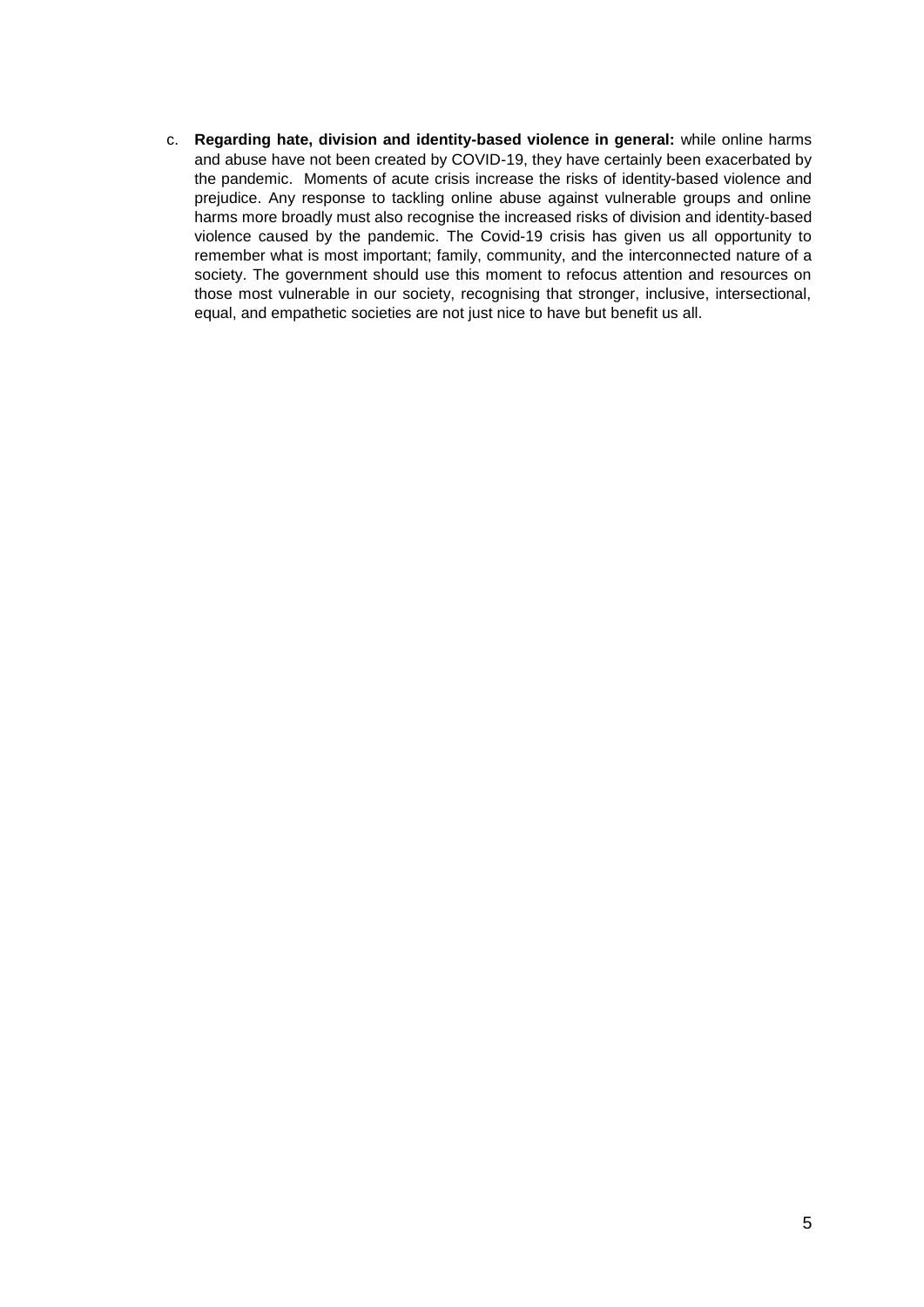c. **Regarding hate, division and identity-based violence in general:** while online harms and abuse have not been created by COVID-19, they have certainly been exacerbated by the pandemic. Moments of acute crisis increase the risks of identity-based violence and prejudice. Any response to tackling online abuse against vulnerable groups and online harms more broadly must also recognise the increased risks of division and identity-based violence caused by the pandemic. The Covid-19 crisis has given us all opportunity to remember what is most important; family, community, and the interconnected nature of a society. The government should use this moment to refocus attention and resources on those most vulnerable in our society, recognising that stronger, inclusive, intersectional, equal, and empathetic societies are not just nice to have but benefit us all.